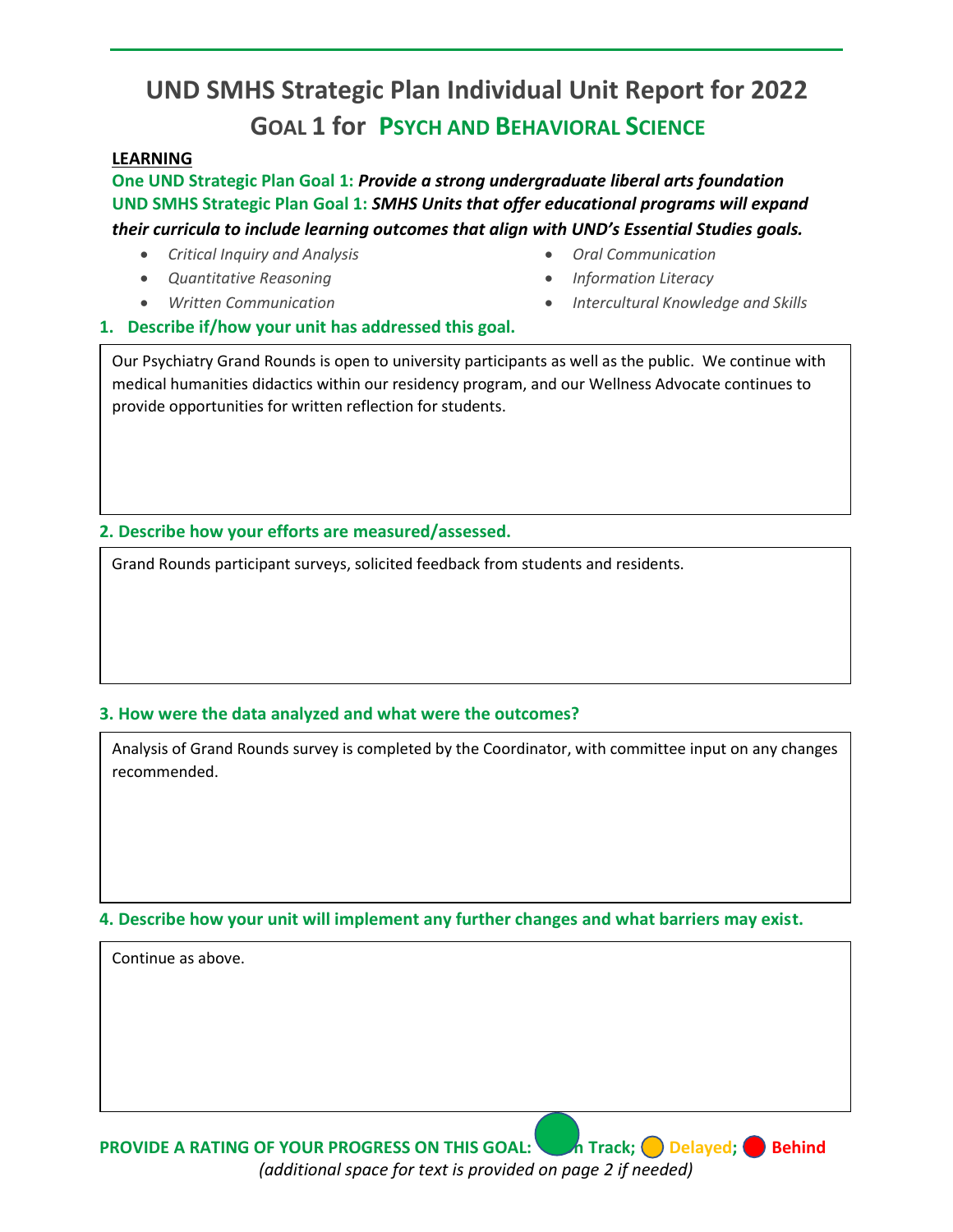# UND SMHS Strategic Plan Individual Unit Report for 2022

## GOAL 1 for PSYCH AND BEHAVIORAL SCIENCE

**LEARNING**

**One UND Strategic Plan Goal 1:** ***Provide a strong undergraduate liberal arts foundation***

**UND SMHS Strategic Plan Goal 1:** ***SMHS Units that offer educational programs will expand their curricula to include learning outcomes that align with UND's Essential Studies goals.***

- *Critical Inquiry and Analysis*
- *Quantitative Reasoning*
- *Written Communication*
- *Oral Communication*
- *Information Literacy*
- *Intercultural Knowledge and Skills*

**1. Describe if/how your unit has addressed this goal.**

Our Psychiatry Grand Rounds is open to university participants as well as the public. We continue with medical humanities didactics within our residency program, and our Wellness Advocate continues to provide opportunities for written reflection for students.

**2. Describe how your efforts are measured/assessed.**

Grand Rounds participant surveys, solicited feedback from students and residents.

**3. How were the data analyzed and what were the outcomes?**

Analysis of Grand Rounds survey is completed by the Coordinator, with committee input on any changes recommended.

**4. Describe how your unit will implement any further changes and what barriers may exist.**

Continue as above.

**PROVIDE A RATING OF YOUR PROGRESS ON THIS GOAL:** ● On Track; ○ Delayed; ○ Behind

*(additional space for text is provided on page 2 if needed)*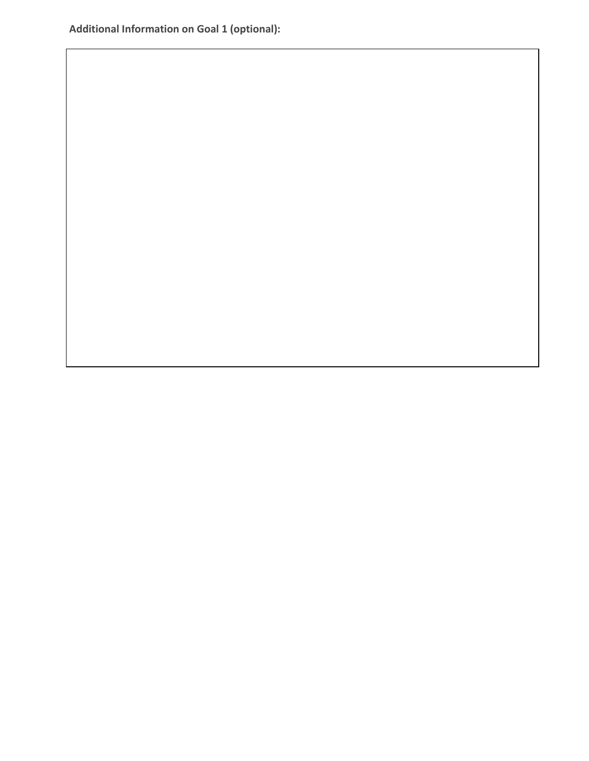**Additional Information on Goal 1 (optional):**